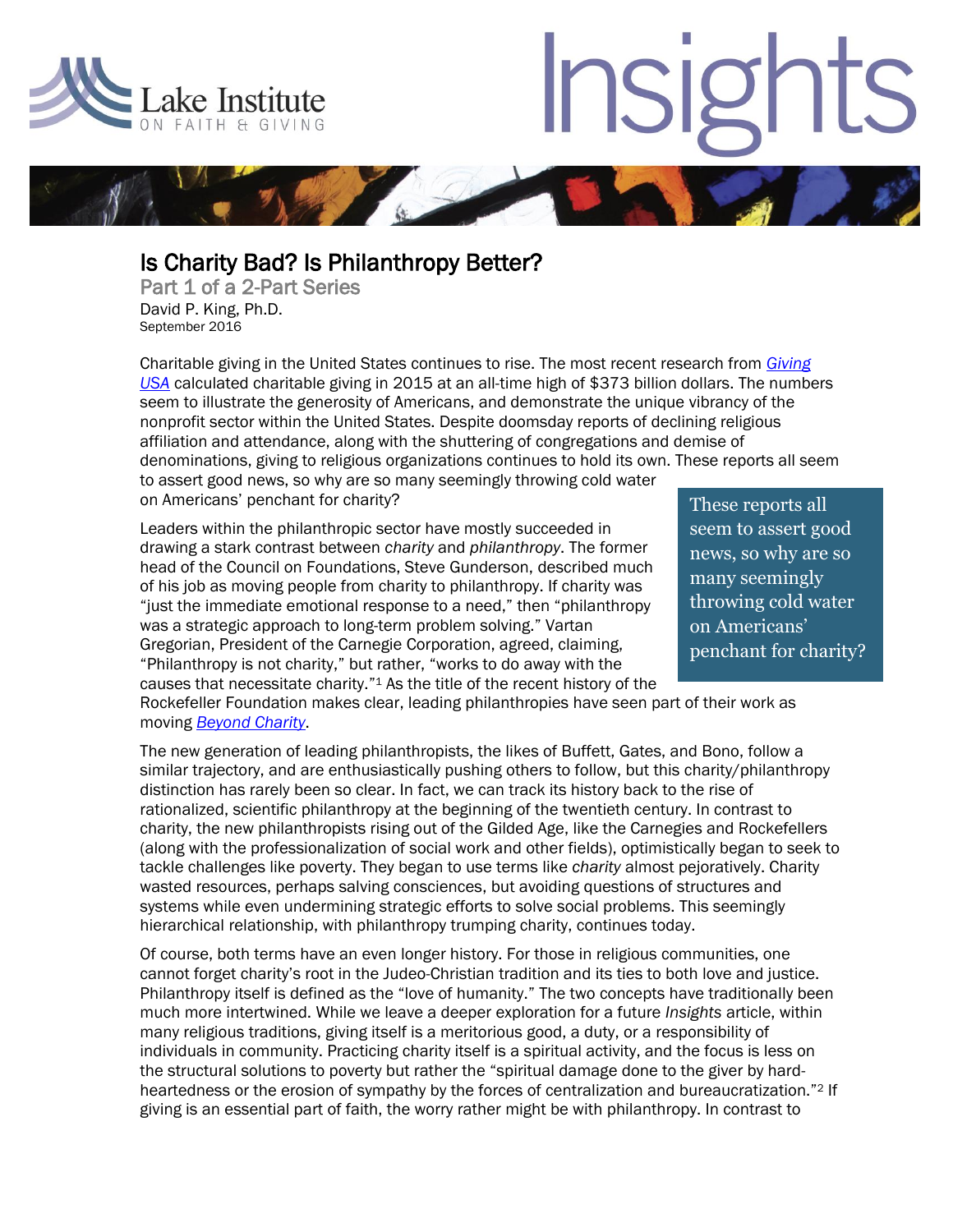Lake Institute ON FAITH & GIVING

# Insights

## Is Charity Bad? Is Philanthropy Better?

### Part 1 of a 2-Part Series

David P. King, Ph.D.
September 2016

Charitable giving in the United States continues to rise. The most recent research from *Giving USA* calculated charitable giving in 2015 at an all-time high of $373 billion dollars. The numbers seem to illustrate the generosity of Americans, and demonstrate the unique vibrancy of the nonprofit sector within the United States. Despite doomsday reports of declining religious affiliation and attendance, along with the shuttering of congregations and demise of denominations, giving to religious organizations continues to hold its own. These reports all seem to assert good news, so why are so many seemingly throwing cold water on Americans' penchant for charity?

> These reports all seem to assert good news, so why are so many seemingly throwing cold water on Americans' penchant for charity?

Leaders within the philanthropic sector have mostly succeeded in drawing a stark contrast between *charity* and *philanthropy*. The former head of the Council on Foundations, Steve Gunderson, described much of his job as moving people from charity to philanthropy. If charity was "just the immediate emotional response to a need," then "philanthropy was a strategic approach to long-term problem solving." Vartan Gregorian, President of the Carnegie Corporation, agreed, claiming, "Philanthropy is not charity," but rather, "works to do away with the causes that necessitate charity."[1] As the title of the recent history of the Rockefeller Foundation makes clear, leading philanthropies have seen part of their work as moving *Beyond Charity*.

The new generation of leading philanthropists, the likes of Buffett, Gates, and Bono, follow a similar trajectory, and are enthusiastically pushing others to follow, but this charity/philanthropy distinction has rarely been so clear. In fact, we can track its history back to the rise of rationalized, scientific philanthropy at the beginning of the twentieth century. In contrast to charity, the new philanthropists rising out of the Gilded Age, like the Carnegies and Rockefellers (along with the professionalization of social work and other fields), optimistically began to seek to tackle challenges like poverty. They began to use terms like *charity* almost pejoratively. Charity wasted resources, perhaps salving consciences, but avoiding questions of structures and systems while even undermining strategic efforts to solve social problems. This seemingly hierarchical relationship, with philanthropy trumping charity, continues today.

Of course, both terms have an even longer history. For those in religious communities, one cannot forget charity's root in the Judeo-Christian tradition and its ties to both love and justice. Philanthropy itself is defined as the "love of humanity." The two concepts have traditionally been much more intertwined. While we leave a deeper exploration for a future *Insights* article, within many religious traditions, giving itself is a meritorious good, a duty, or a responsibility of individuals in community. Practicing charity itself is a spiritual activity, and the focus is less on the structural solutions to poverty but rather the "spiritual damage done to the giver by hard-heartedness or the erosion of sympathy by the forces of centralization and bureaucratization."[2] If giving is an essential part of faith, the worry rather might be with philanthropy. In contrast to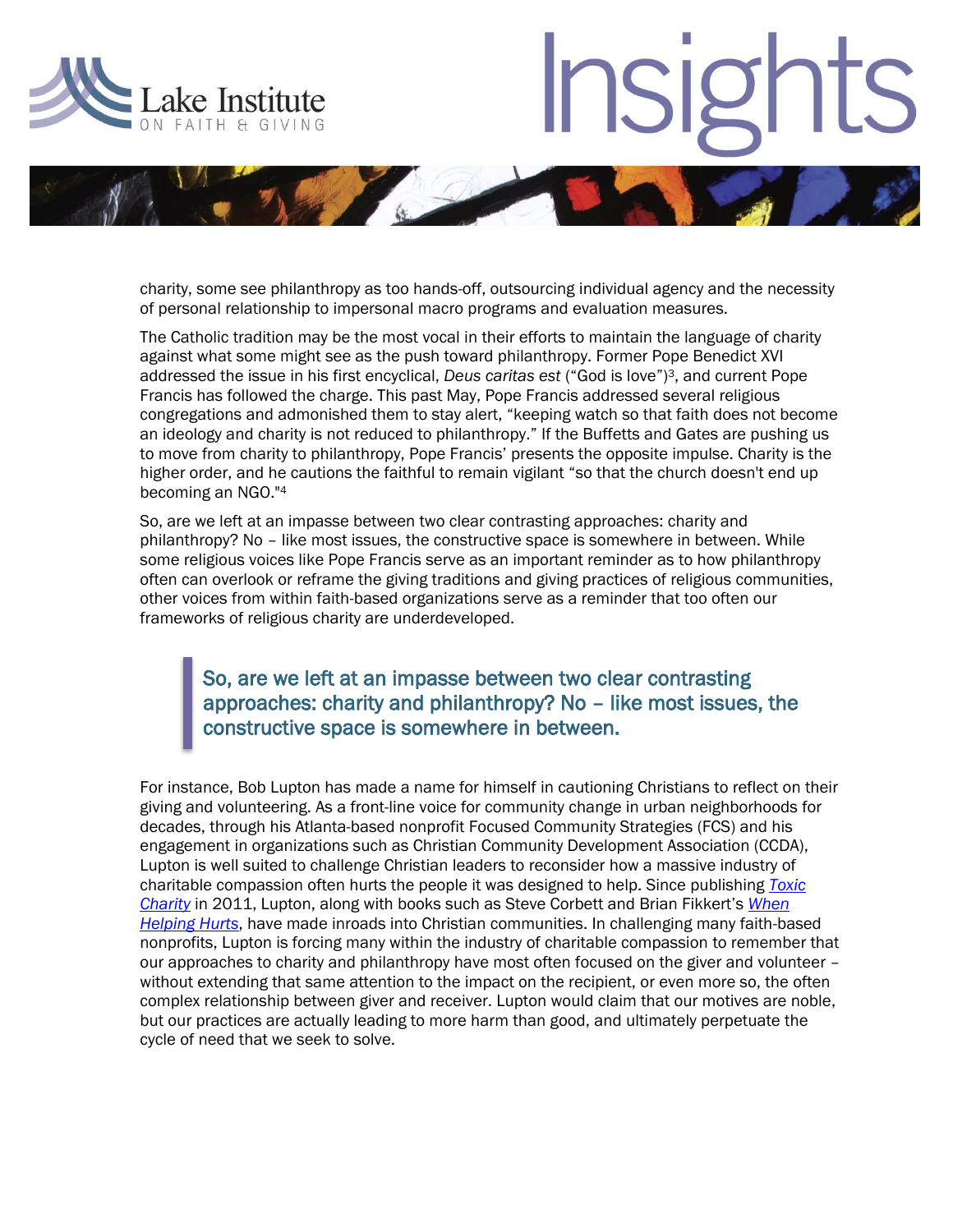charity, some see philanthropy as too hands-off, outsourcing individual agency and the necessity of personal relationship to impersonal macro programs and evaluation measures.

The Catholic tradition may be the most vocal in their efforts to maintain the language of charity against what some might see as the push toward philanthropy. Former Pope Benedict XVI addressed the issue in his first encyclical, *Deus caritas est* ("God is love")[3], and current Pope Francis has followed the charge. This past May, Pope Francis addressed several religious congregations and admonished them to stay alert, "keeping watch so that faith does not become an ideology and charity is not reduced to philanthropy." If the Buffetts and Gates are pushing us to move from charity to philanthropy, Pope Francis' presents the opposite impulse. Charity is the higher order, and he cautions the faithful to remain vigilant "so that the church doesn't end up becoming an NGO."[4]

So, are we left at an impasse between two clear contrasting approaches: charity and philanthropy? No – like most issues, the constructive space is somewhere in between. While some religious voices like Pope Francis serve as an important reminder as to how philanthropy often can overlook or reframe the giving traditions and giving practices of religious communities, other voices from within faith-based organizations serve as a reminder that too often our frameworks of religious charity are underdeveloped.

> So, are we left at an impasse between two clear contrasting approaches: charity and philanthropy? No – like most issues, the constructive space is somewhere in between.

For instance, Bob Lupton has made a name for himself in cautioning Christians to reflect on their giving and volunteering. As a front-line voice for community change in urban neighborhoods for decades, through his Atlanta-based nonprofit Focused Community Strategies (FCS) and his engagement in organizations such as Christian Community Development Association (CCDA), Lupton is well suited to challenge Christian leaders to reconsider how a massive industry of charitable compassion often hurts the people it was designed to help. Since publishing *Toxic Charity* in 2011, Lupton, along with books such as Steve Corbett and Brian Fikkert's *When Helping Hurts*, have made inroads into Christian communities. In challenging many faith-based nonprofits, Lupton is forcing many within the industry of charitable compassion to remember that our approaches to charity and philanthropy have most often focused on the giver and volunteer – without extending that same attention to the impact on the recipient, or even more so, the often complex relationship between giver and receiver. Lupton would claim that our motives are noble, but our practices are actually leading to more harm than good, and ultimately perpetuate the cycle of need that we seek to solve.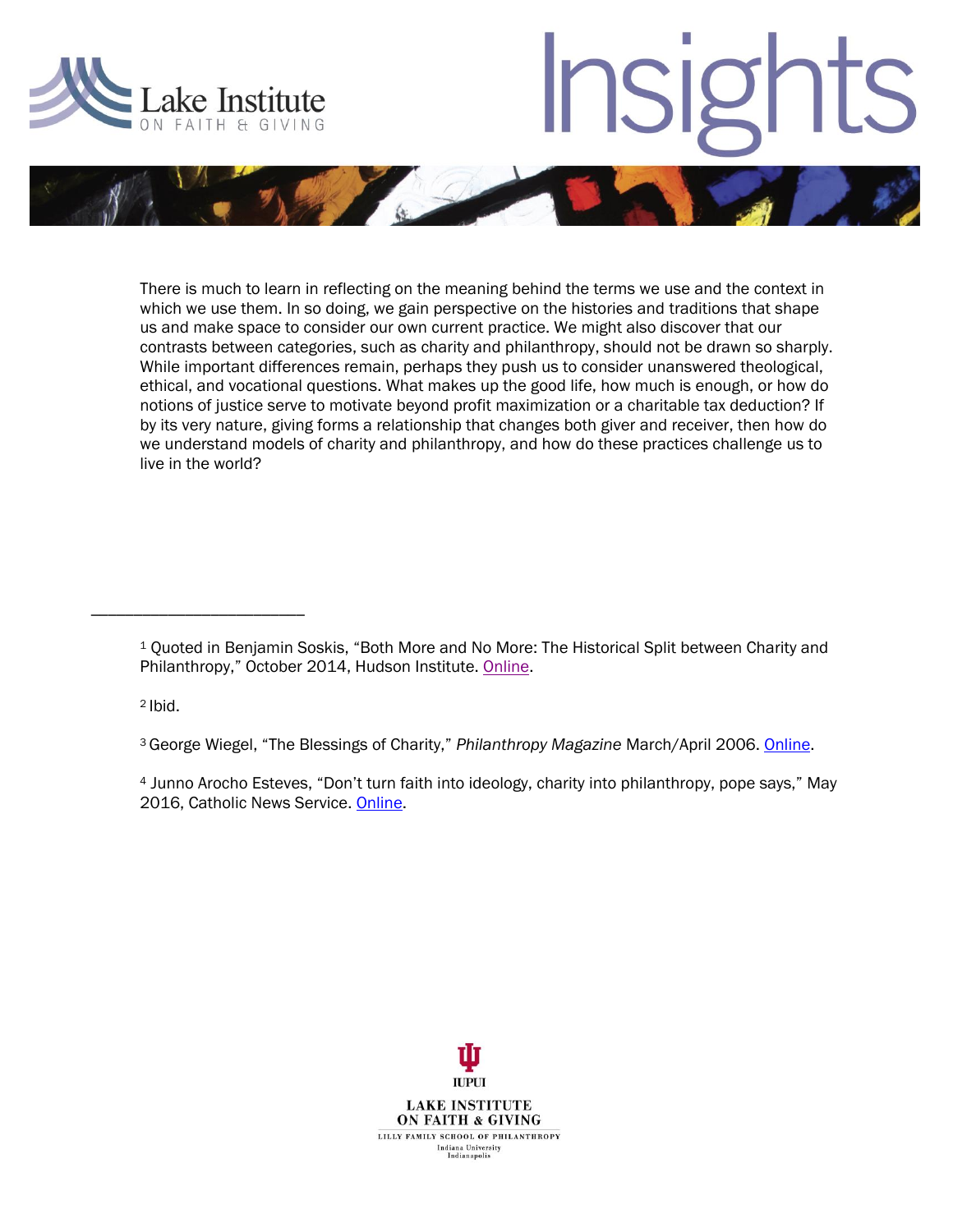There is much to learn in reflecting on the meaning behind the terms we use and the context in which we use them. In so doing, we gain perspective on the histories and traditions that shape us and make space to consider our own current practice. We might also discover that our contrasts between categories, such as charity and philanthropy, should not be drawn so sharply. While important differences remain, perhaps they push us to consider unanswered theological, ethical, and vocational questions. What makes up the good life, how much is enough, or how do notions of justice serve to motivate beyond profit maximization or a charitable tax deduction? If by its very nature, giving forms a relationship that changes both giver and receiver, then how do we understand models of charity and philanthropy, and how do these practices challenge us to live in the world?

---

[1] Quoted in Benjamin Soskis, "Both More and No More: The Historical Split between Charity and Philanthropy," October 2014, Hudson Institute. Online.

[2] Ibid.

[3] George Wiegel, "The Blessings of Charity," *Philanthropy Magazine* March/April 2006. Online.

[4] Junno Arocho Esteves, "Don't turn faith into ideology, charity into philanthropy, pope says," May 2016, Catholic News Service. Online.